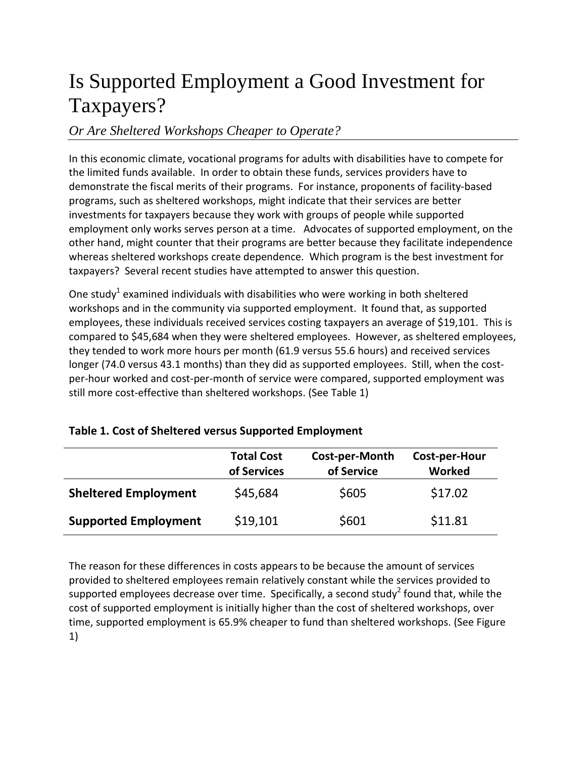# Is Supported Employment a Good Investment for Taxpayers?

*Or Are Sheltered Workshops Cheaper to Operate?*

In this economic climate, vocational programs for adults with disabilities have to compete for the limited funds available. In order to obtain these funds, services providers have to demonstrate the fiscal merits of their programs. For instance, proponents of facility-based programs, such as sheltered workshops, might indicate that their services are better investments for taxpayers because they work with groups of people while supported employment only works serves person at a time. Advocates of supported employment, on the other hand, might counter that their programs are better because they facilitate independence whereas sheltered workshops create dependence. Which program is the best investment for taxpayers? Several recent studies have attempted to answer this question.

One study[1] examined individuals with disabilities who were working in both sheltered workshops and in the community via supported employment. It found that, as supported employees, these individuals received services costing taxpayers an average of $19,101. This is compared to $45,684 when they were sheltered employees. However, as sheltered employees, they tended to work more hours per month (61.9 versus 55.6 hours) and received services longer (74.0 versus 43.1 months) than they did as supported employees. Still, when the cost-per-hour worked and cost-per-month of service were compared, supported employment was still more cost-effective than sheltered workshops. (See Table 1)

**Table 1. Cost of Sheltered versus Supported Employment**

| | Total Cost of Services | Cost-per-Month of Service | Cost-per-Hour Worked |
|---|---|---|---|
| **Sheltered Employment** | $45,684 | $605 | $17.02 |
| **Supported Employment** | $19,101 | $601 | $11.81 |

The reason for these differences in costs appears to be because the amount of services provided to sheltered employees remain relatively constant while the services provided to supported employees decrease over time. Specifically, a second study[2] found that, while the cost of supported employment is initially higher than the cost of sheltered workshops, over time, supported employment is 65.9% cheaper to fund than sheltered workshops. (See Figure 1)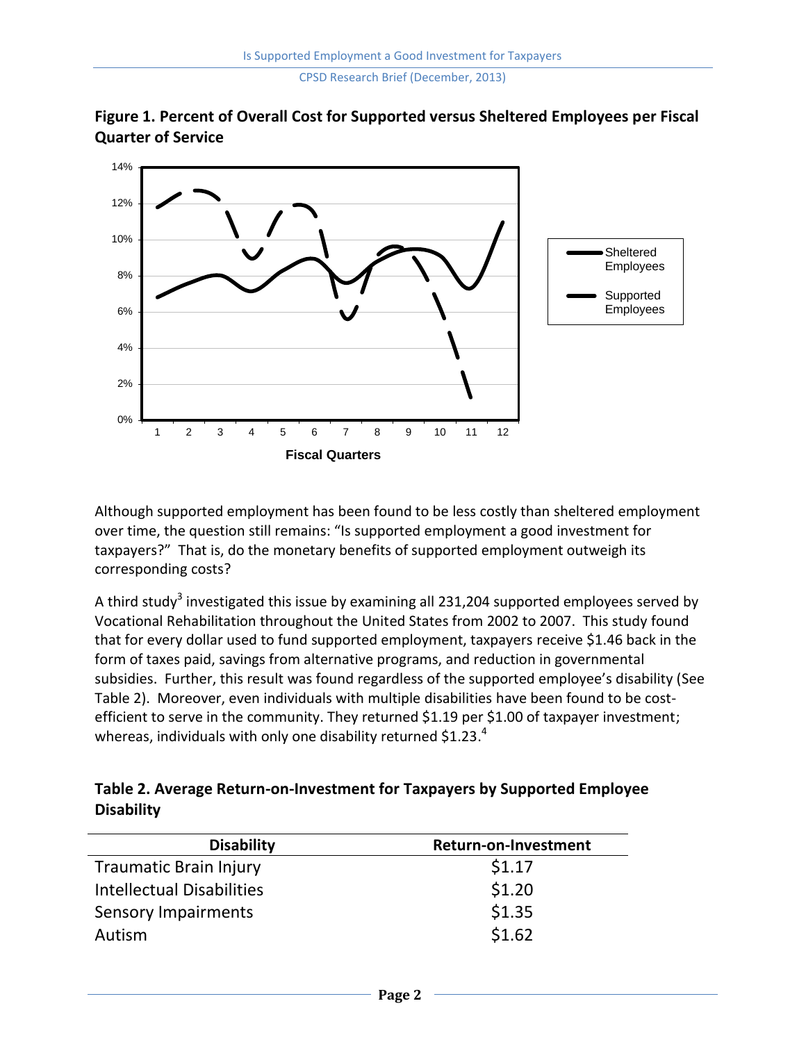**Figure 1. Percent of Overall Cost for Supported versus Sheltered Employees per Fiscal Quarter of Service**

Although supported employment has been found to be less costly than sheltered employment over time, the question still remains: "Is supported employment a good investment for taxpayers?" That is, do the monetary benefits of supported employment outweigh its corresponding costs?

A third study[3] investigated this issue by examining all 231,204 supported employees served by Vocational Rehabilitation throughout the United States from 2002 to 2007. This study found that for every dollar used to fund supported employment, taxpayers receive $1.46 back in the form of taxes paid, savings from alternative programs, and reduction in governmental subsidies. Further, this result was found regardless of the supported employee's disability (See Table 2). Moreover, even individuals with multiple disabilities have been found to be cost-efficient to serve in the community. They returned $1.19 per $1.00 of taxpayer investment; whereas, individuals with only one disability returned $1.23.[4]

**Table 2. Average Return-on-Investment for Taxpayers by Supported Employee Disability**

| Disability | Return-on-Investment |
|---|---|
| Traumatic Brain Injury | $1.17 |
| Intellectual Disabilities | $1.20 |
| Sensory Impairments | $1.35 |
| Autism | $1.62 |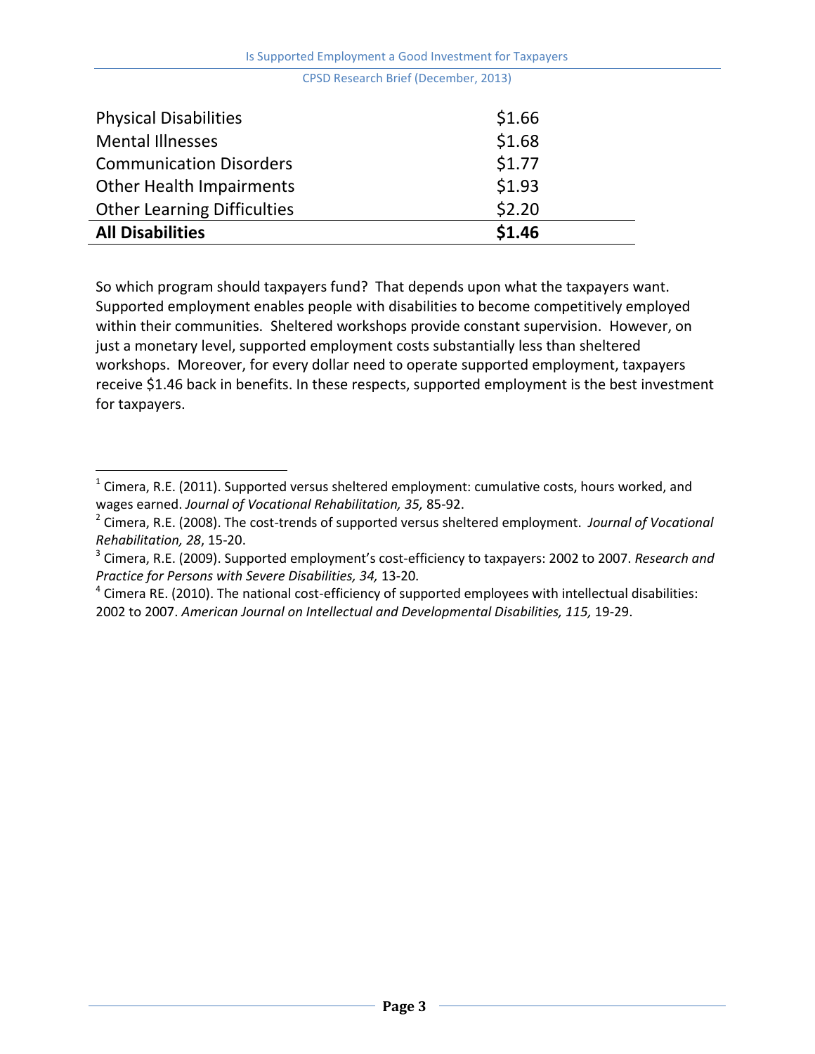| | |
|---|---|
| Physical Disabilities | $1.66 |
| Mental Illnesses | $1.68 |
| Communication Disorders | $1.77 |
| Other Health Impairments | $1.93 |
| Other Learning Difficulties | $2.20 |
| **All Disabilities** | **$1.46** |

So which program should taxpayers fund? That depends upon what the taxpayers want. Supported employment enables people with disabilities to become competitively employed within their communities. Sheltered workshops provide constant supervision. However, on just a monetary level, supported employment costs substantially less than sheltered workshops. Moreover, for every dollar need to operate supported employment, taxpayers receive $1.46 back in benefits. In these respects, supported employment is the best investment for taxpayers.

---

[1] Cimera, R.E. (2011). Supported versus sheltered employment: cumulative costs, hours worked, and wages earned. *Journal of Vocational Rehabilitation, 35,* 85-92.

[2] Cimera, R.E. (2008). The cost-trends of supported versus sheltered employment. *Journal of Vocational Rehabilitation, 28*, 15-20.

[3] Cimera, R.E. (2009). Supported employment's cost-efficiency to taxpayers: 2002 to 2007. *Research and Practice for Persons with Severe Disabilities, 34,* 13-20.

[4] Cimera RE. (2010). The national cost-efficiency of supported employees with intellectual disabilities: 2002 to 2007. *American Journal on Intellectual and Developmental Disabilities, 115,* 19-29.